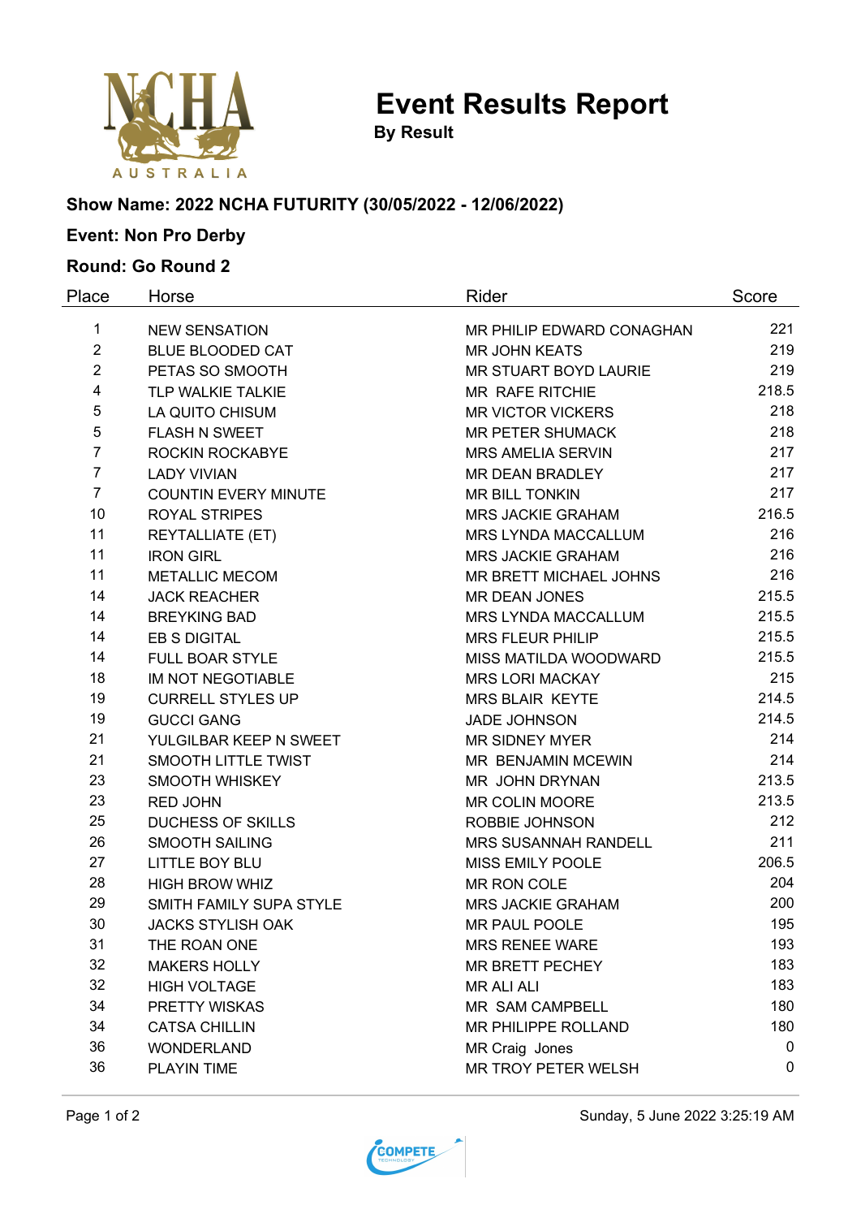# Event Results Report

**By Result**

**Show Name: 2022 NCHA FUTURITY (30/05/2022 - 12/06/2022)**

**Event: Non Pro Derby**

**Round: Go Round 2**

| Place | Horse | Rider | Score |
|---|---|---|---|
| 1 | NEW SENSATION | MR PHILIP EDWARD CONAGHAN | 221 |
| 2 | BLUE BLOODED CAT | MR JOHN KEATS | 219 |
| 2 | PETAS SO SMOOTH | MR STUART BOYD LAURIE | 219 |
| 4 | TLP WALKIE TALKIE | MR RAFE RITCHIE | 218.5 |
| 5 | LA QUITO CHISUM | MR VICTOR VICKERS | 218 |
| 5 | FLASH N SWEET | MR PETER SHUMACK | 218 |
| 7 | ROCKIN ROCKABYE | MRS AMELIA SERVIN | 217 |
| 7 | LADY VIVIAN | MR DEAN BRADLEY | 217 |
| 7 | COUNTIN EVERY MINUTE | MR BILL TONKIN | 217 |
| 10 | ROYAL STRIPES | MRS JACKIE GRAHAM | 216.5 |
| 11 | REYTALLIATE (ET) | MRS LYNDA MACCALLUM | 216 |
| 11 | IRON GIRL | MRS JACKIE GRAHAM | 216 |
| 11 | METALLIC MECOM | MR BRETT MICHAEL JOHNS | 216 |
| 14 | JACK REACHER | MR DEAN JONES | 215.5 |
| 14 | BREYKING BAD | MRS LYNDA MACCALLUM | 215.5 |
| 14 | EB S DIGITAL | MRS FLEUR PHILIP | 215.5 |
| 14 | FULL BOAR STYLE | MISS MATILDA WOODWARD | 215.5 |
| 18 | IM NOT NEGOTIABLE | MRS LORI MACKAY | 215 |
| 19 | CURRELL STYLES UP | MRS BLAIR KEYTE | 214.5 |
| 19 | GUCCI GANG | JADE JOHNSON | 214.5 |
| 21 | YULGILBAR KEEP N SWEET | MR SIDNEY MYER | 214 |
| 21 | SMOOTH LITTLE TWIST | MR BENJAMIN MCEWIN | 214 |
| 23 | SMOOTH WHISKEY | MR JOHN DRYNAN | 213.5 |
| 23 | RED JOHN | MR COLIN MOORE | 213.5 |
| 25 | DUCHESS OF SKILLS | ROBBIE JOHNSON | 212 |
| 26 | SMOOTH SAILING | MRS SUSANNAH RANDELL | 211 |
| 27 | LITTLE BOY BLU | MISS EMILY POOLE | 206.5 |
| 28 | HIGH BROW WHIZ | MR RON COLE | 204 |
| 29 | SMITH FAMILY SUPA STYLE | MRS JACKIE GRAHAM | 200 |
| 30 | JACKS STYLISH OAK | MR PAUL POOLE | 195 |
| 31 | THE ROAN ONE | MRS RENEE WARE | 193 |
| 32 | MAKERS HOLLY | MR BRETT PECHEY | 183 |
| 32 | HIGH VOLTAGE | MR ALI ALI | 183 |
| 34 | PRETTY WISKAS | MR SAM CAMPBELL | 180 |
| 34 | CATSA CHILLIN | MR PHILIPPE ROLLAND | 180 |
| 36 | WONDERLAND | MR Craig Jones | 0 |
| 36 | PLAYIN TIME | MR TROY PETER WELSH | 0 |

Sunday, 5 June 2022 3:25:19 AM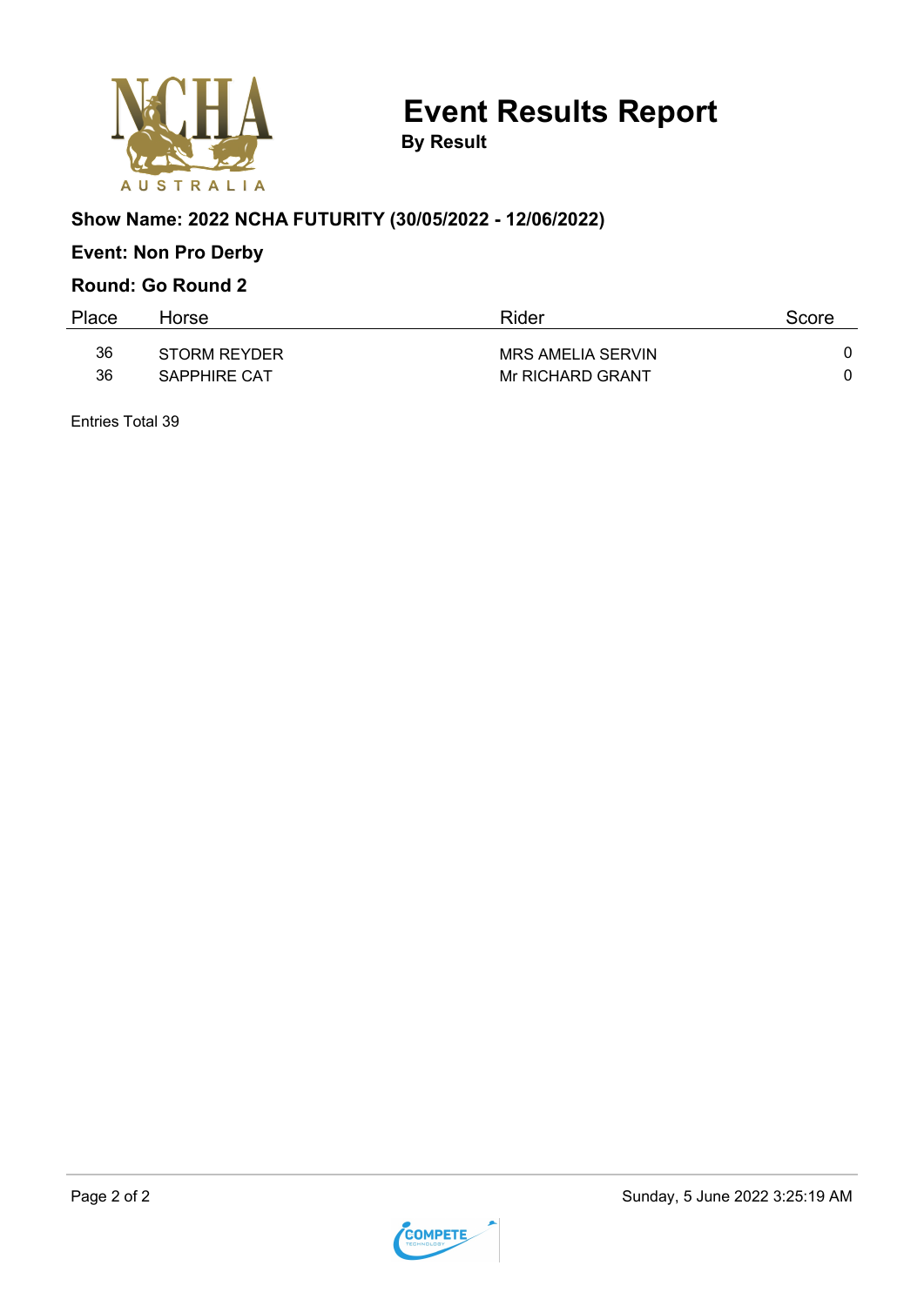# Event Results Report

**By Result**

### Show Name: 2022 NCHA FUTURITY (30/05/2022 - 12/06/2022)

### Event: Non Pro Derby

### Round: Go Round 2

| Place | Horse | Rider | Score |
|---|---|---|---|
| 36 | STORM REYDER | MRS AMELIA SERVIN | 0 |
| 36 | SAPPHIRE CAT | Mr RICHARD GRANT | 0 |

Entries Total 39

Sunday, 5 June 2022 3:25:19 AM